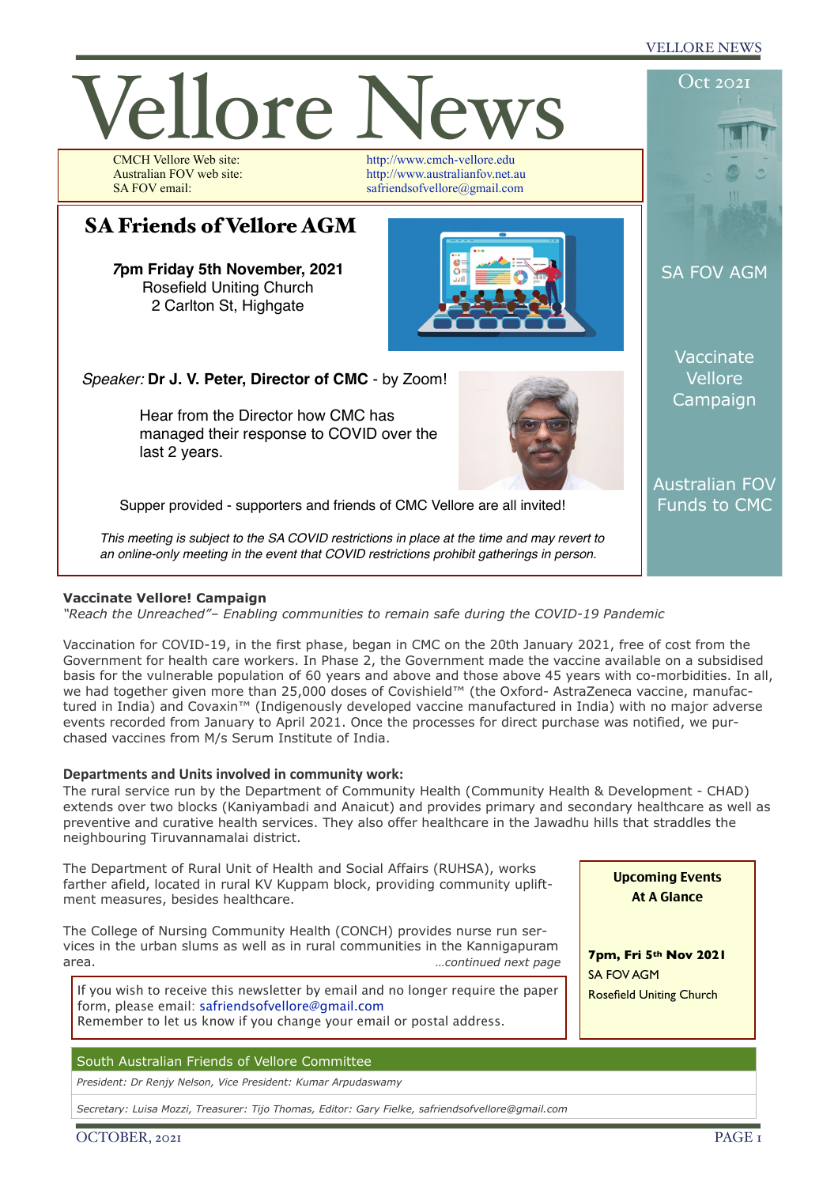# Vellore News

CMCH Vellore Web site: http://www.cmch-vellore.edu
Australian FOV web site: http://www.australianfov.net.au
SA FOV email: safriendsofvellore@gmail.com

Oct 2021

SA FOV AGM

Vaccinate Vellore Campaign

Australian FOV Funds to CMC

## SA Friends of Vellore AGM

**7pm Friday 5th November, 2021**
Rosefield Uniting Church
2 Carlton St, Highgate

*Speaker:* **Dr J. V. Peter, Director of CMC** - by Zoom!

Hear from the Director how CMC has managed their response to COVID over the last 2 years.

Supper provided - supporters and friends of CMC Vellore are all invited!

*This meeting is subject to the SA COVID restrictions in place at the time and may revert to an online-only meeting in the event that COVID restrictions prohibit gatherings in person.*

### Vaccinate Vellore! Campaign

*"Reach the Unreached"– Enabling communities to remain safe during the COVID-19 Pandemic*

Vaccination for COVID-19, in the first phase, began in CMC on the 20th January 2021, free of cost from the Government for health care workers. In Phase 2, the Government made the vaccine available on a subsidised basis for the vulnerable population of 60 years and above and those above 45 years with co-morbidities. In all, we had together given more than 25,000 doses of Covishield™ (the Oxford- AstraZeneca vaccine, manufactured in India) and Covaxin™ (Indigenously developed vaccine manufactured in India) with no major adverse events recorded from January to April 2021. Once the processes for direct purchase was notified, we purchased vaccines from M/s Serum Institute of India.

**Departments and Units involved in community work:**

The rural service run by the Department of Community Health (Community Health & Development - CHAD) extends over two blocks (Kaniyambadi and Anaicut) and provides primary and secondary healthcare as well as preventive and curative health services. They also offer healthcare in the Jawadhu hills that straddles the neighbouring Tiruvannamalai district.

The Department of Rural Unit of Health and Social Affairs (RUHSA), works farther afield, located in rural KV Kuppam block, providing community upliftment measures, besides healthcare.

The College of Nursing Community Health (CONCH) provides nurse run services in the urban slums as well as in rural communities in the Kannigapuram area.

*…continued next page*

If you wish to receive this newsletter by email and no longer require the paper form, please email: safriendsofvellore@gmail.com
Remember to let us know if you change your email or postal address.

**Upcoming Events At A Glance**

**7pm, Fri 5th Nov 2021**
SA FOV AGM
Rosefield Uniting Church

South Australian Friends of Vellore Committee

*President: Dr Renjy Nelson, Vice President: Kumar Arpudaswamy*

*Secretary: Luisa Mozzi, Treasurer: Tijo Thomas, Editor: Gary Fielke, safriendsofvellore@gmail.com*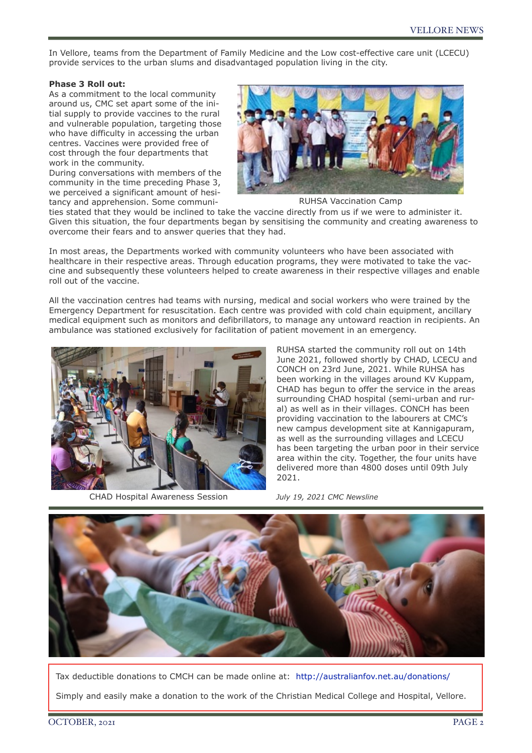In Vellore, teams from the Department of Family Medicine and the Low cost-effective care unit (LCECU) provide services to the urban slums and disadvantaged population living in the city.

**Phase 3 Roll out:**

As a commitment to the local community around us, CMC set apart some of the initial supply to provide vaccines to the rural and vulnerable population, targeting those who have difficulty in accessing the urban centres. Vaccines were provided free of cost through the four departments that work in the community.

During conversations with members of the community in the time preceding Phase 3, we perceived a significant amount of hesitancy and apprehension. Some communities stated that they would be inclined to take the vaccine directly from us if we were to administer it. Given this situation, the four departments began by sensitising the community and creating awareness to overcome their fears and to answer queries that they had.

RUHSA Vaccination Camp

In most areas, the Departments worked with community volunteers who have been associated with healthcare in their respective areas. Through education programs, they were motivated to take the vaccine and subsequently these volunteers helped to create awareness in their respective villages and enable roll out of the vaccine.

All the vaccination centres had teams with nursing, medical and social workers who were trained by the Emergency Department for resuscitation. Each centre was provided with cold chain equipment, ancillary medical equipment such as monitors and defibrillators, to manage any untoward reaction in recipients. An ambulance was stationed exclusively for facilitation of patient movement in an emergency.

CHAD Hospital Awareness Session

RUHSA started the community roll out on 14th June 2021, followed shortly by CHAD, LCECU and CONCH on 23rd June, 2021. While RUHSA has been working in the villages around KV Kuppam, CHAD has begun to offer the service in the areas surrounding CHAD hospital (semi-urban and rural) as well as in their villages. CONCH has been providing vaccination to the labourers at CMC's new campus development site at Kannigapuram, as well as the surrounding villages and LCECU has been targeting the urban poor in their service area within the city. Together, the four units have delivered more than 4800 doses until 09th July 2021.

*July 19, 2021 CMC Newsline*

Tax deductible donations to CMCH can be made online at: http://australianfov.net.au/donations/

Simply and easily make a donation to the work of the Christian Medical College and Hospital, Vellore.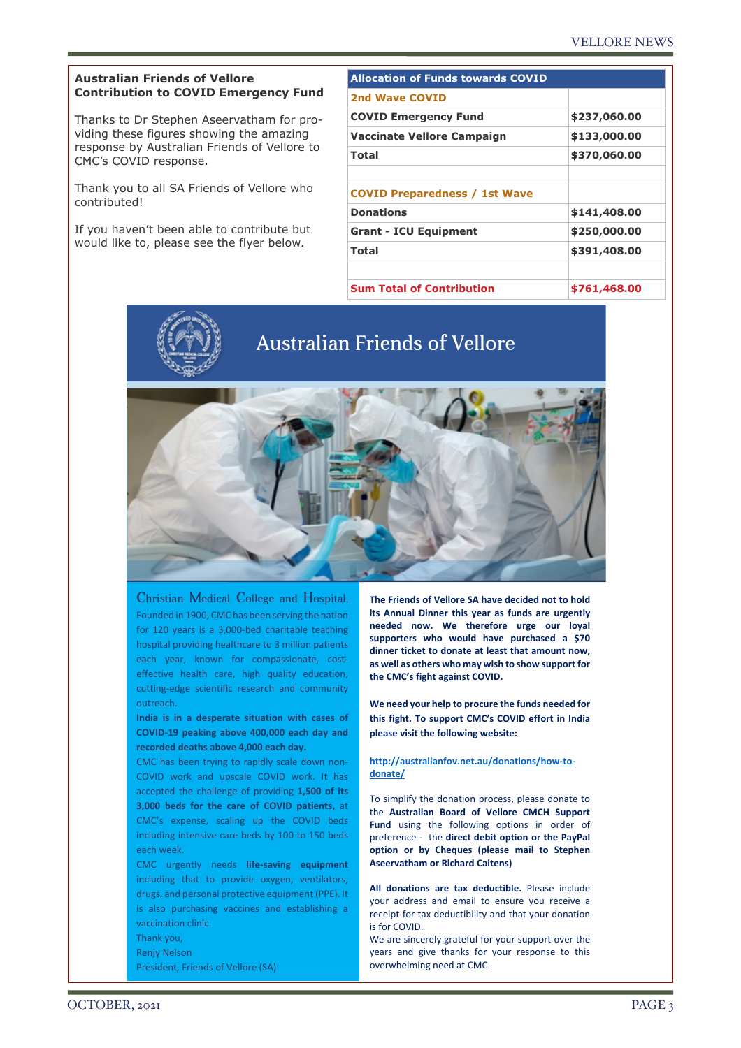## Australian Friends of Vellore Contribution to COVID Emergency Fund

Thanks to Dr Stephen Aseervatham for providing these figures showing the amazing response by Australian Friends of Vellore to CMC's COVID response.

Thank you to all SA Friends of Vellore who contributed!

If you haven't been able to contribute but would like to, please see the flyer below.

| Allocation of Funds towards COVID | |
|---|---|
| **2nd Wave COVID** | |
| **COVID Emergency Fund** | **$237,060.00** |
| **Vaccinate Vellore Campaign** | **$133,000.00** |
| **Total** | **$370,060.00** |
| | |
| **COVID Preparedness / 1st Wave** | |
| **Donations** | **$141,408.00** |
| **Grant - ICU Equipment** | **$250,000.00** |
| **Total** | **$391,408.00** |
| | |
| **Sum Total of Contribution** | **$761,468.00** |

# Australian Friends of Vellore

### Christian Medical College and Hospital,

Founded in 1900, CMC has been serving the nation for 120 years is a 3,000-bed charitable teaching hospital providing healthcare to 3 million patients each year, known for compassionate, cost-effective health care, high quality education, cutting-edge scientific research and community outreach.

**India is in a desperate situation with cases of COVID-19 peaking above 400,000 each day and recorded deaths above 4,000 each day.**

CMC has been trying to rapidly scale down non-COVID work and upscale COVID work. It has accepted the challenge of providing **1,500 of its 3,000 beds for the care of COVID patients,** at CMC's expense, scaling up the COVID beds including intensive care beds by 100 to 150 beds each week.

CMC urgently needs **life-saving equipment** including that to provide oxygen, ventilators, drugs, and personal protective equipment (PPE). It is also purchasing vaccines and establishing a vaccination clinic.

Thank you,
Renjy Nelson
President, Friends of Vellore (SA)

**The Friends of Vellore SA have decided not to hold its Annual Dinner this year as funds are urgently needed now. We therefore urge our loyal supporters who would have purchased a $70 dinner ticket to donate at least that amount now, as well as others who may wish to show support for the CMC's fight against COVID.**

**We need your help to procure the funds needed for this fight. To support CMC's COVID effort in India please visit the following website:**

**http://australianfov.net.au/donations/how-to-donate/**

To simplify the donation process, please donate to the **Australian Board of Vellore CMCH Support Fund** using the following options in order of preference - the **direct debit option or the PayPal option or by Cheques (please mail to Stephen Aseervatham or Richard Caitens)**

**All donations are tax deductible.** Please include your address and email to ensure you receive a receipt for tax deductibility and that your donation is for COVID.

We are sincerely grateful for your support over the years and give thanks for your response to this overwhelming need at CMC.